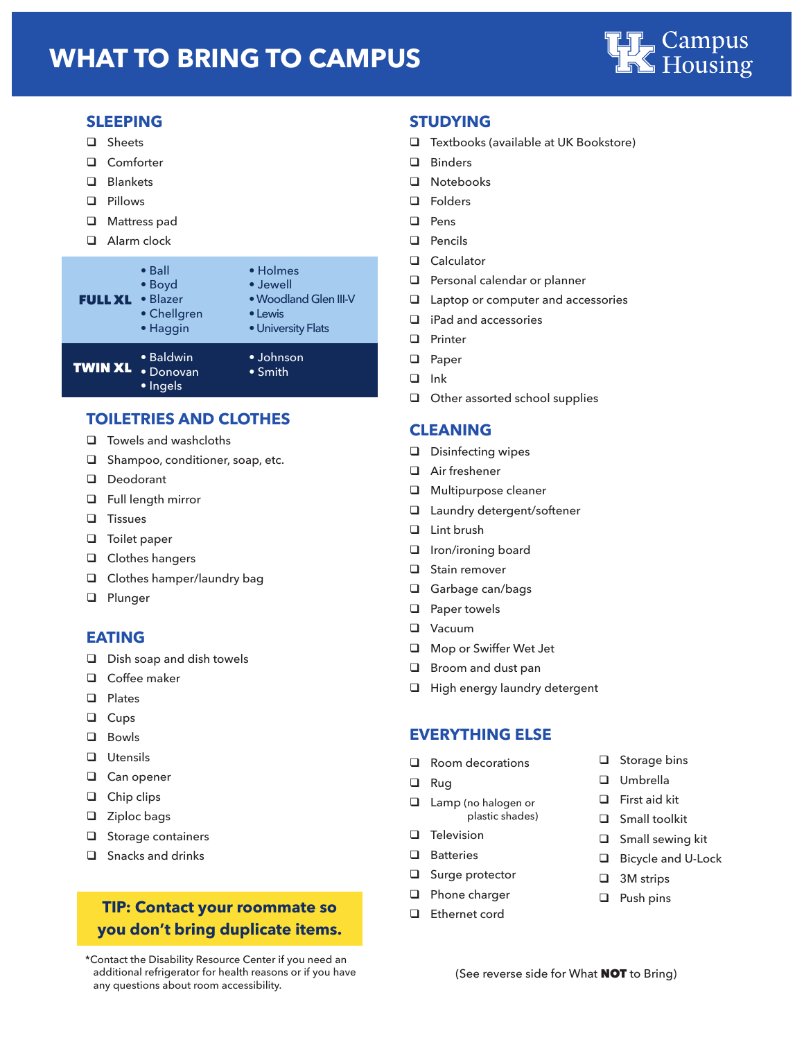# WHAT TO BRING TO CAMPUS

UK Campus Housing

## SLEEPING

- ❑ Sheets
- ❑ Comforter
- ❑ Blankets
- ❑ Pillows
- ❑ Mattress pad
- ❑ Alarm clock

| | | |
|---|---|---|
| **FULL XL** | • Ball<br>• Boyd<br>• Blazer<br>• Chellgren<br>• Haggin | • Holmes<br>• Jewell<br>• Woodland Glen III-V<br>• Lewis<br>• University Flats |
| **TWIN XL** | • Baldwin<br>• Donovan<br>• Ingels | • Johnson<br>• Smith |

## TOILETRIES AND CLOTHES

- ❑ Towels and washcloths
- ❑ Shampoo, conditioner, soap, etc.
- ❑ Deodorant
- ❑ Full length mirror
- ❑ Tissues
- ❑ Toilet paper
- ❑ Clothes hangers
- ❑ Clothes hamper/laundry bag
- ❑ Plunger

## EATING

- ❑ Dish soap and dish towels
- ❑ Coffee maker
- ❑ Plates
- ❑ Cups
- ❑ Bowls
- ❑ Utensils
- ❑ Can opener
- ❑ Chip clips
- ❑ Ziploc bags
- ❑ Storage containers
- ❑ Snacks and drinks

**TIP: Contact your roommate so you don't bring duplicate items.**

*Contact the Disability Resource Center if you need an additional refrigerator for health reasons or if you have any questions about room accessibility.

## STUDYING

- ❑ Textbooks (available at UK Bookstore)
- ❑ Binders
- ❑ Notebooks
- ❑ Folders
- ❑ Pens
- ❑ Pencils
- ❑ Calculator
- ❑ Personal calendar or planner
- ❑ Laptop or computer and accessories
- ❑ iPad and accessories
- ❑ Printer
- ❑ Paper
- ❑ Ink
- ❑ Other assorted school supplies

## CLEANING

- ❑ Disinfecting wipes
- ❑ Air freshener
- ❑ Multipurpose cleaner
- ❑ Laundry detergent/softener
- ❑ Lint brush
- ❑ Iron/ironing board
- ❑ Stain remover
- ❑ Garbage can/bags
- ❑ Paper towels
- ❑ Vacuum
- ❑ Mop or Swiffer Wet Jet
- ❑ Broom and dust pan
- ❑ High energy laundry detergent

## EVERYTHING ELSE

- ❑ Room decorations
- ❑ Rug
- ❑ Lamp (no halogen or plastic shades)
- ❑ Television
- ❑ Batteries
- ❑ Surge protector
- ❑ Phone charger
- ❑ Ethernet cord
- ❑ Storage bins
- ❑ Umbrella
- ❑ First aid kit
- ❑ Small toolkit
- ❑ Small sewing kit
- ❑ Bicycle and U-Lock
- ❑ 3M strips
- ❑ Push pins

(See reverse side for What **NOT** to Bring)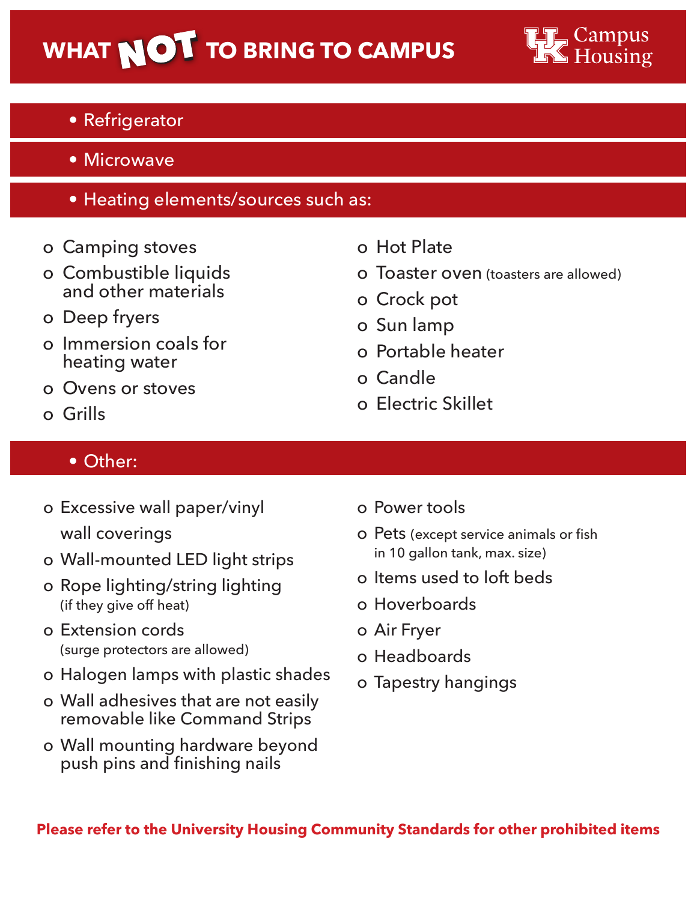# WHAT NOT TO BRING TO CAMPUS

UK Campus Housing

- Refrigerator
- Microwave
- Heating elements/sources such as:
  - Camping stoves
  - Combustible liquids and other materials
  - Deep fryers
  - Immersion coals for heating water
  - Ovens or stoves
  - Grills
  - Hot Plate
  - Toaster oven (toasters are allowed)
  - Crock pot
  - Sun lamp
  - Portable heater
  - Candle
  - Electric Skillet
- Other:
  - Excessive wall paper/vinyl wall coverings
  - Wall-mounted LED light strips
  - Rope lighting/string lighting (if they give off heat)
  - Extension cords (surge protectors are allowed)
  - Halogen lamps with plastic shades
  - Wall adhesives that are not easily removable like Command Strips
  - Wall mounting hardware beyond push pins and finishing nails
  - Power tools
  - Pets (except service animals or fish in 10 gallon tank, max. size)
  - Items used to loft beds
  - Hoverboards
  - Air Fryer
  - Headboards
  - Tapestry hangings

**Please refer to the University Housing Community Standards for other prohibited items**